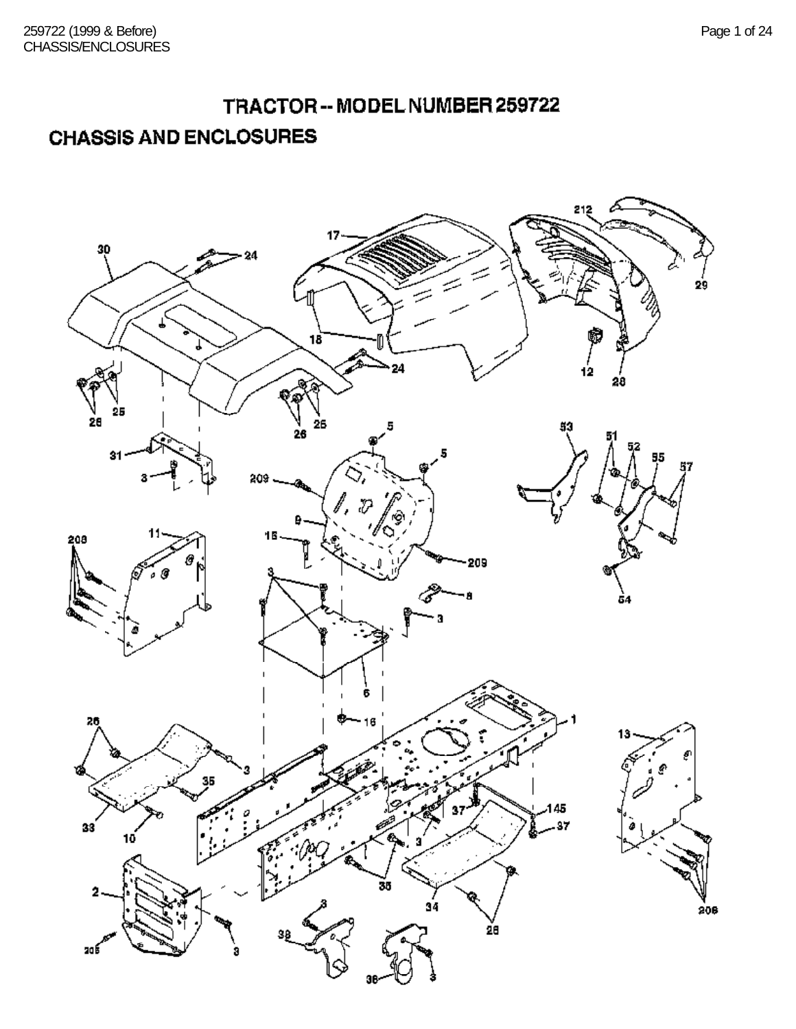# TRACTOR -- MODEL NUMBER 259722

## CHASSIS AND ENCLOSURES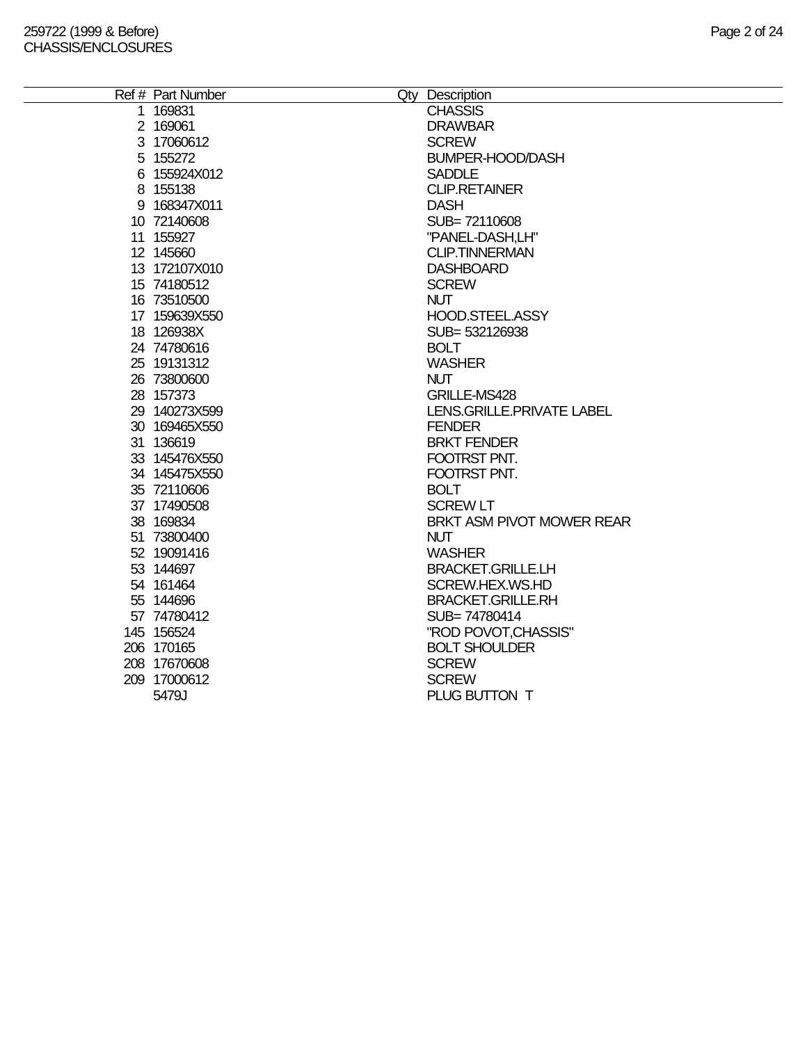| Ref # | Part Number | Qty | Description |
|---|---|---|---|
| 1 | 169831 | | CHASSIS |
| 2 | 169061 | | DRAWBAR |
| 3 | 17060612 | | SCREW |
| 5 | 155272 | | BUMPER-HOOD/DASH |
| 6 | 155924X012 | | SADDLE |
| 8 | 155138 | | CLIP.RETAINER |
| 9 | 168347X011 | | DASH |
| 10 | 72140608 | | SUB= 72110608 |
| 11 | 155927 | | "PANEL-DASH,LH" |
| 12 | 145660 | | CLIP.TINNERMAN |
| 13 | 172107X010 | | DASHBOARD |
| 15 | 74180512 | | SCREW |
| 16 | 73510500 | | NUT |
| 17 | 159639X550 | | HOOD.STEEL.ASSY |
| 18 | 126938X | | SUB= 532126938 |
| 24 | 74780616 | | BOLT |
| 25 | 19131312 | | WASHER |
| 26 | 73800600 | | NUT |
| 28 | 157373 | | GRILLE-MS428 |
| 29 | 140273X599 | | LENS.GRILLE.PRIVATE LABEL |
| 30 | 169465X550 | | FENDER |
| 31 | 136619 | | BRKT FENDER |
| 33 | 145476X550 | | FOOTRST PNT. |
| 34 | 145475X550 | | FOOTRST PNT. |
| 35 | 72110606 | | BOLT |
| 37 | 17490508 | | SCREW LT |
| 38 | 169834 | | BRKT ASM PIVOT MOWER REAR |
| 51 | 73800400 | | NUT |
| 52 | 19091416 | | WASHER |
| 53 | 144697 | | BRACKET.GRILLE.LH |
| 54 | 161464 | | SCREW.HEX.WS.HD |
| 55 | 144696 | | BRACKET.GRILLE.RH |
| 57 | 74780412 | | SUB= 74780414 |
| 145 | 156524 | | "ROD POVOT,CHASSIS" |
| 206 | 170165 | | BOLT SHOULDER |
| 208 | 17670608 | | SCREW |
| 209 | 17000612 | | SCREW |
| | 5479J | | PLUG BUTTON T |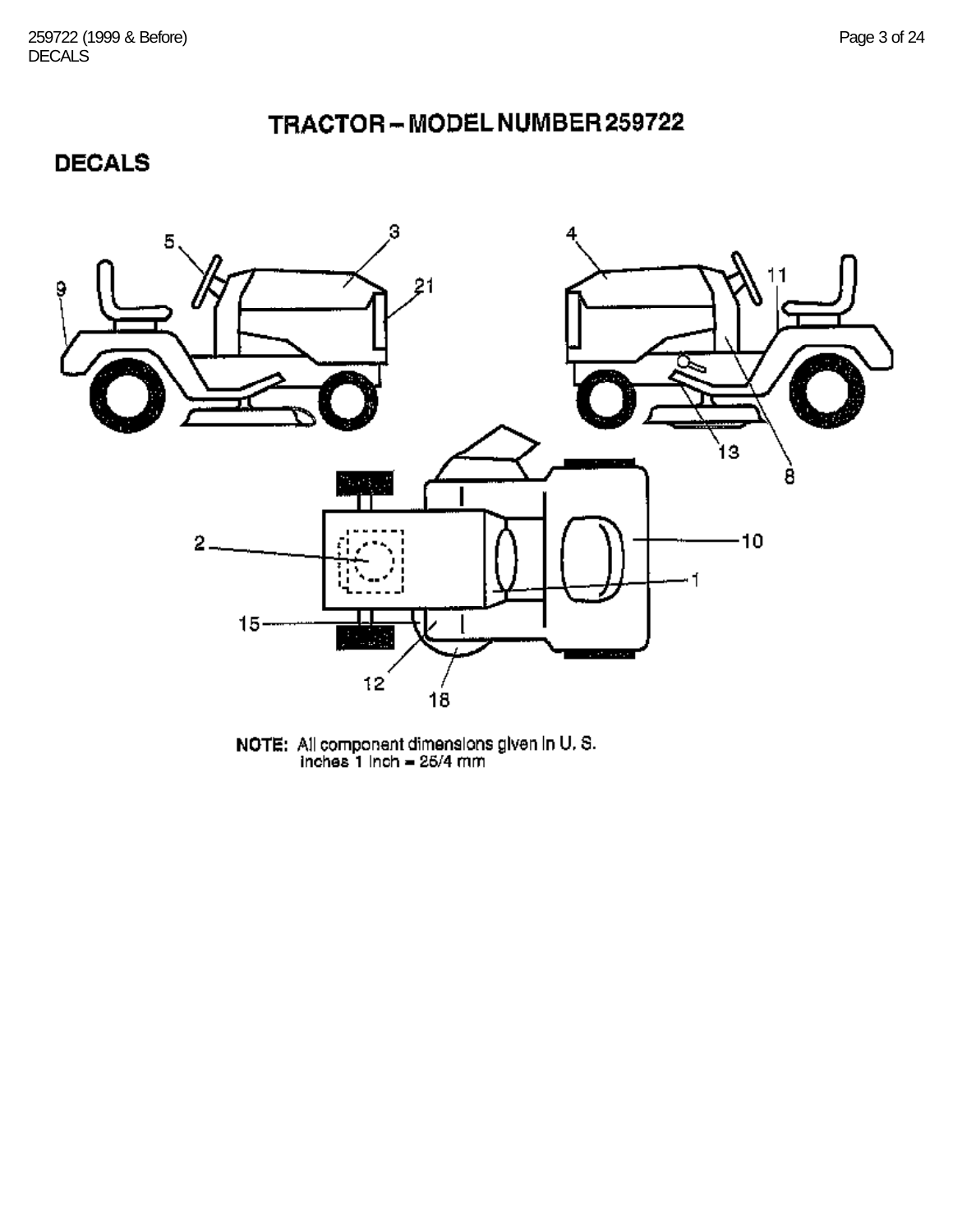# TRACTOR – MODEL NUMBER 259722

## DECALS

NOTE: All component dimensions given in U. S. inches 1 inch = 25/4 mm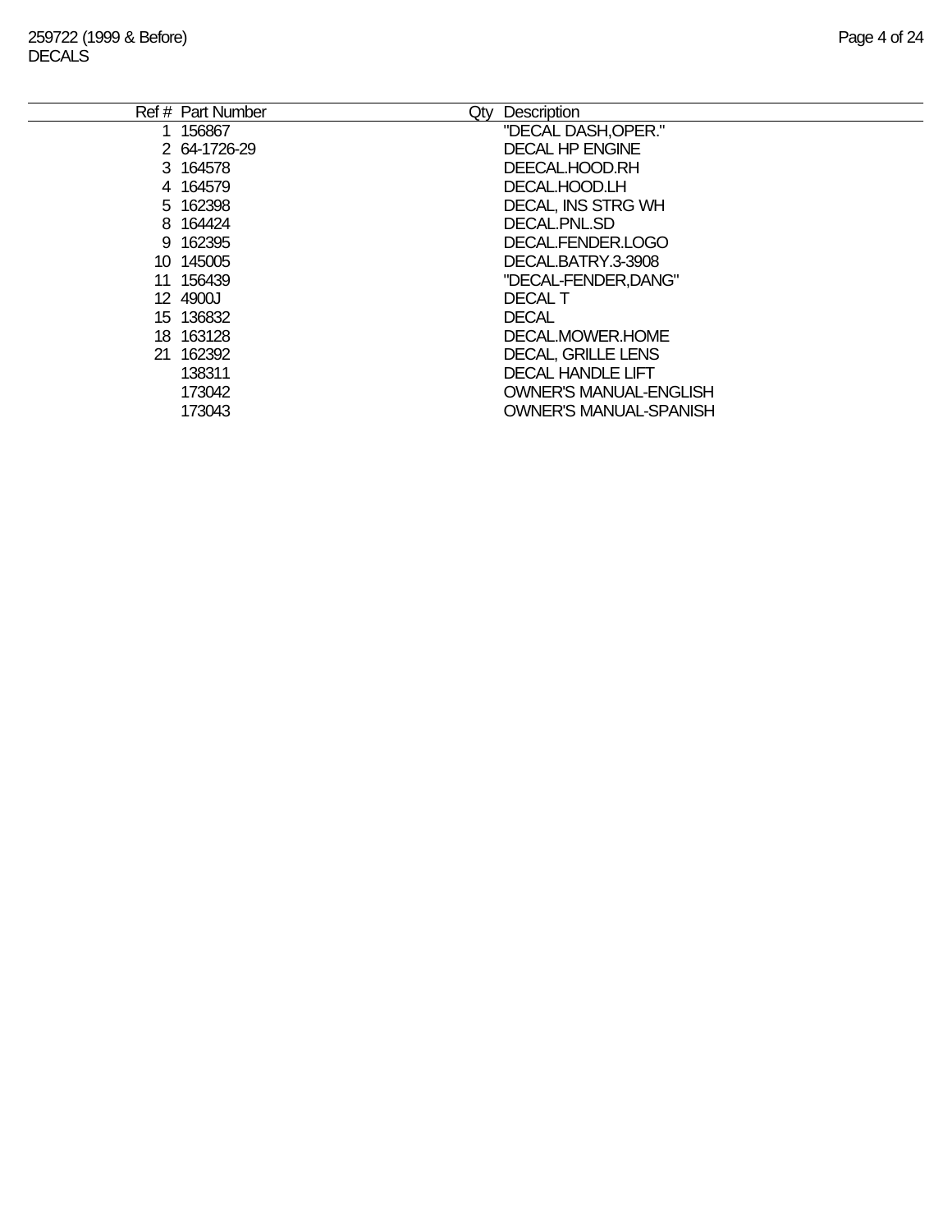259722 (1999 & Before)
DECALS

| Ref # | Part Number | Qty | Description |
|---|---|---|---|
| 1 | 156867 | | "DECAL DASH,OPER." |
| 2 | 64-1726-29 | | DECAL HP ENGINE |
| 3 | 164578 | | DEECAL.HOOD.RH |
| 4 | 164579 | | DECAL.HOOD.LH |
| 5 | 162398 | | DECAL, INS STRG WH |
| 8 | 164424 | | DECAL.PNL.SD |
| 9 | 162395 | | DECAL.FENDER.LOGO |
| 10 | 145005 | | DECAL.BATRY.3-3908 |
| 11 | 156439 | | "DECAL-FENDER,DANG" |
| 12 | 4900J | | DECAL T |
| 15 | 136832 | | DECAL |
| 18 | 163128 | | DECAL.MOWER.HOME |
| 21 | 162392 | | DECAL, GRILLE LENS |
| | 138311 | | DECAL HANDLE LIFT |
| | 173042 | | OWNER'S MANUAL-ENGLISH |
| | 173043 | | OWNER'S MANUAL-SPANISH |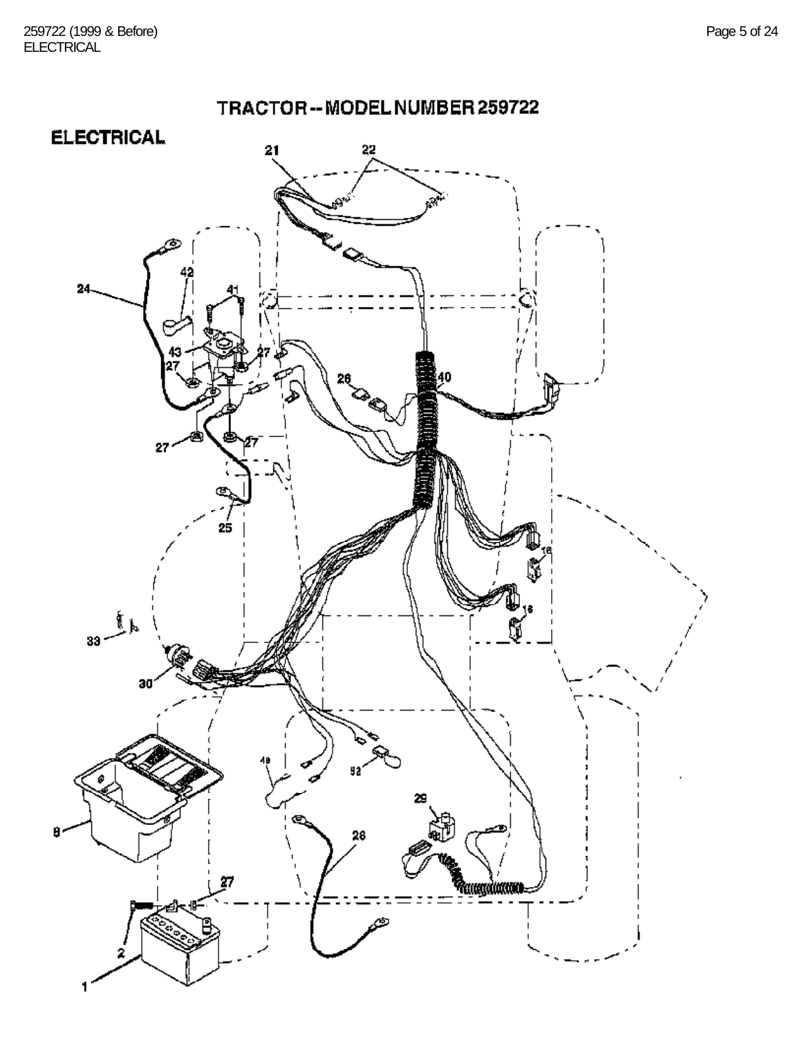# TRACTOR -- MODEL NUMBER 259722

## ELECTRICAL

21 22

24 42 41 43 27 27 26 40 27 27 25 16 16 33 30 49 52 29 28 8 27 2 1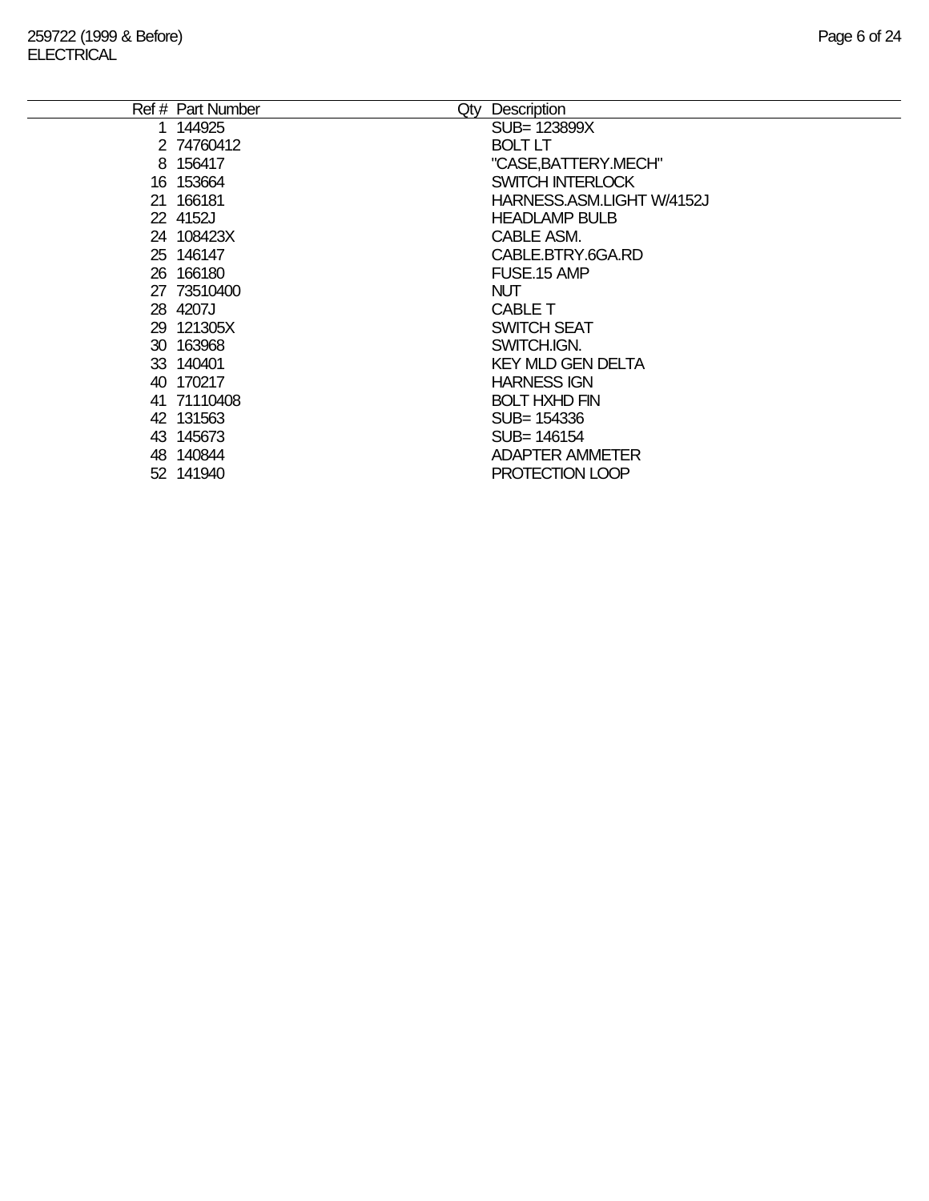259722 (1999 & Before)
ELECTRICAL

| Ref # | Part Number | Qty | Description |
|---|---|---|---|
| 1 | 144925 | | SUB= 123899X |
| 2 | 74760412 | | BOLT LT |
| 8 | 156417 | | "CASE,BATTERY.MECH" |
| 16 | 153664 | | SWITCH INTERLOCK |
| 21 | 166181 | | HARNESS.ASM.LIGHT W/4152J |
| 22 | 4152J | | HEADLAMP BULB |
| 24 | 108423X | | CABLE ASM. |
| 25 | 146147 | | CABLE.BTRY.6GA.RD |
| 26 | 166180 | | FUSE.15 AMP |
| 27 | 73510400 | | NUT |
| 28 | 4207J | | CABLE T |
| 29 | 121305X | | SWITCH SEAT |
| 30 | 163968 | | SWITCH.IGN. |
| 33 | 140401 | | KEY MLD GEN DELTA |
| 40 | 170217 | | HARNESS IGN |
| 41 | 71110408 | | BOLT HXHD FIN |
| 42 | 131563 | | SUB= 154336 |
| 43 | 145673 | | SUB= 146154 |
| 48 | 140844 | | ADAPTER AMMETER |
| 52 | 141940 | | PROTECTION LOOP |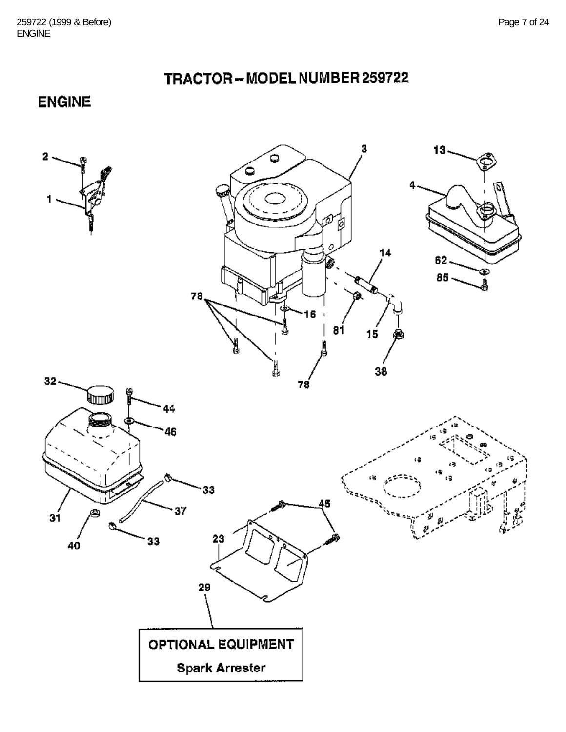# TRACTOR – MODEL NUMBER 259722

## ENGINE

2
1
3
13
4
14
62
85
78
16
81
15
38
78
32
44
46
33
37
31
40
33
45
23
29

**OPTIONAL EQUIPMENT**

**Spark Arrester**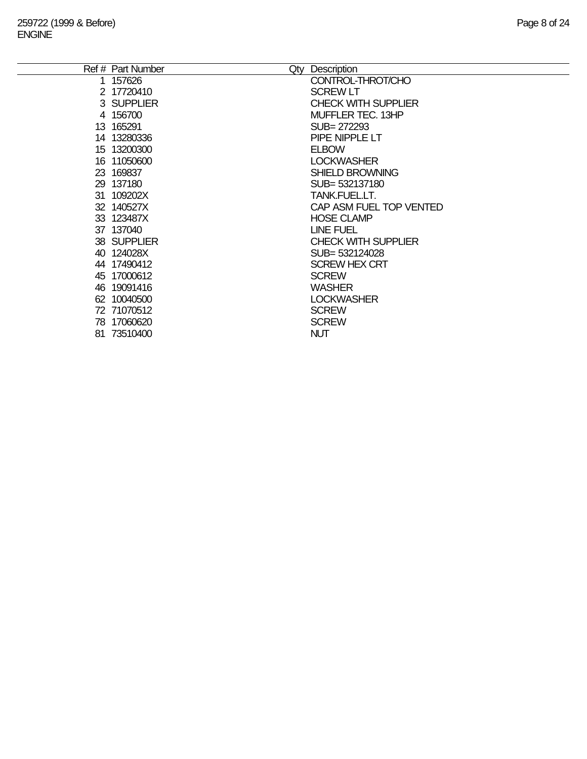259722 (1999 & Before)
ENGINE

| Ref # | Part Number | Qty | Description |
|---|---|---|---|
| 1 | 157626 | | CONTROL-THROT/CHO |
| 2 | 17720410 | | SCREW LT |
| 3 | SUPPLIER | | CHECK WITH SUPPLIER |
| 4 | 156700 | | MUFFLER TEC. 13HP |
| 13 | 165291 | | SUB= 272293 |
| 14 | 13280336 | | PIPE NIPPLE LT |
| 15 | 13200300 | | ELBOW |
| 16 | 11050600 | | LOCKWASHER |
| 23 | 169837 | | SHIELD BROWNING |
| 29 | 137180 | | SUB= 532137180 |
| 31 | 109202X | | TANK.FUEL.LT. |
| 32 | 140527X | | CAP ASM FUEL TOP VENTED |
| 33 | 123487X | | HOSE CLAMP |
| 37 | 137040 | | LINE FUEL |
| 38 | SUPPLIER | | CHECK WITH SUPPLIER |
| 40 | 124028X | | SUB= 532124028 |
| 44 | 17490412 | | SCREW HEX CRT |
| 45 | 17000612 | | SCREW |
| 46 | 19091416 | | WASHER |
| 62 | 10040500 | | LOCKWASHER |
| 72 | 71070512 | | SCREW |
| 78 | 17060620 | | SCREW |
| 81 | 73510400 | | NUT |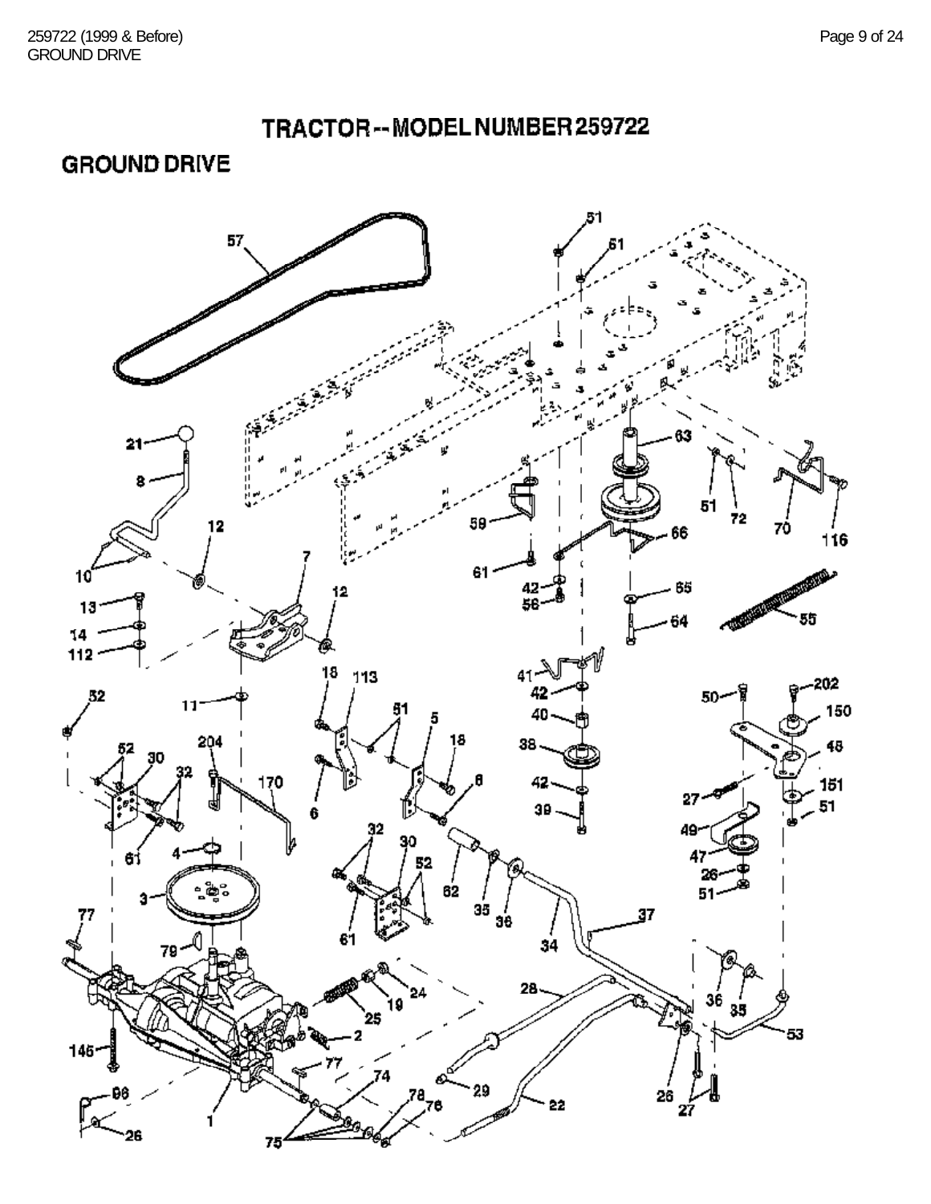# TRACTOR -- MODEL NUMBER 259722

## GROUND DRIVE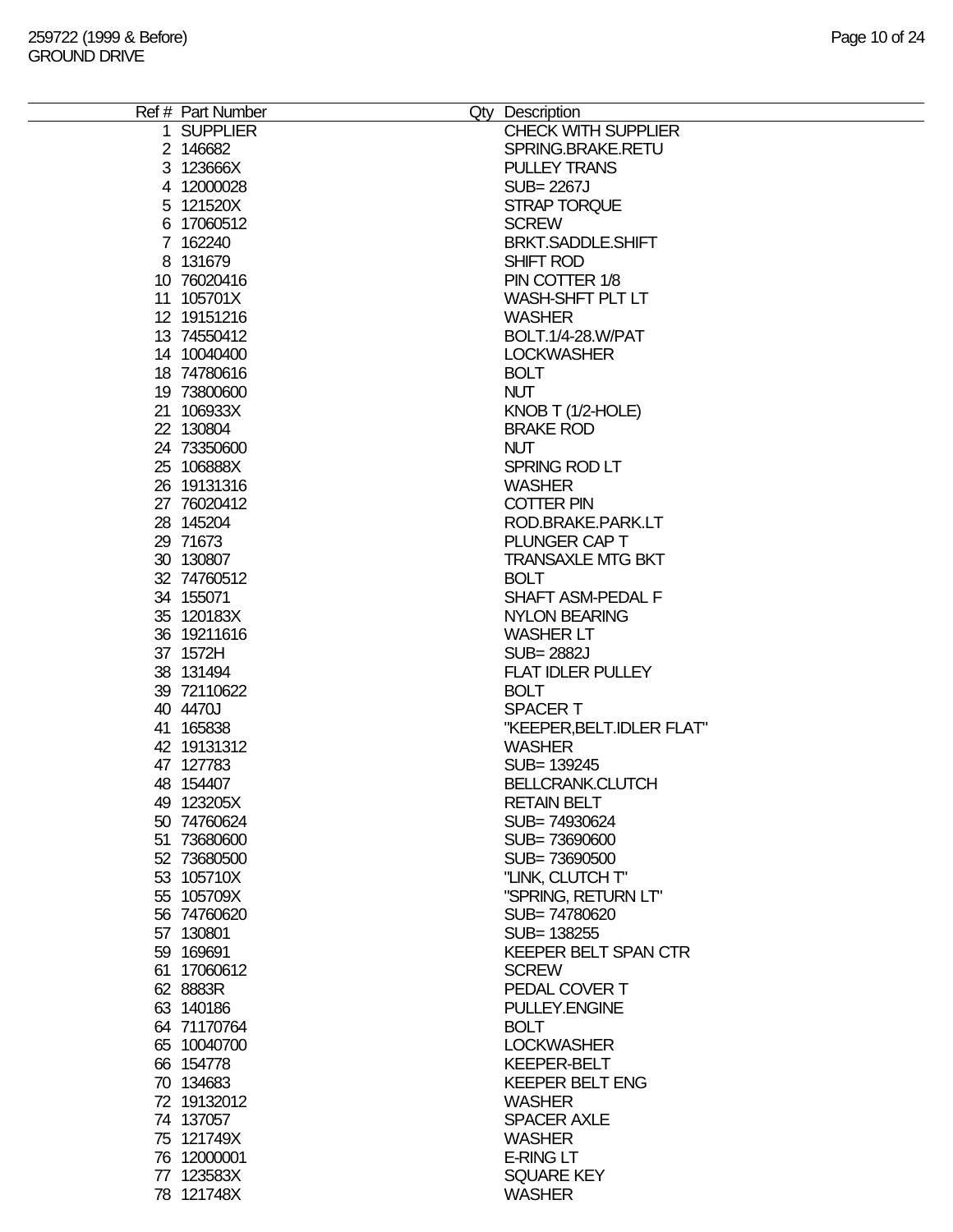259722 (1999 & Before)
GROUND DRIVE

| Ref # | Part Number | Qty | Description |
|---|---|---|---|
| 1 | SUPPLIER | | CHECK WITH SUPPLIER |
| 2 | 146682 | | SPRING.BRAKE.RETU |
| 3 | 123666X | | PULLEY TRANS |
| 4 | 12000028 | | SUB= 2267J |
| 5 | 121520X | | STRAP TORQUE |
| 6 | 17060512 | | SCREW |
| 7 | 162240 | | BRKT.SADDLE.SHIFT |
| 8 | 131679 | | SHIFT ROD |
| 10 | 76020416 | | PIN COTTER 1/8 |
| 11 | 105701X | | WASH-SHFT PLT LT |
| 12 | 19151216 | | WASHER |
| 13 | 74550412 | | BOLT.1/4-28.W/PAT |
| 14 | 10040400 | | LOCKWASHER |
| 18 | 74780616 | | BOLT |
| 19 | 73800600 | | NUT |
| 21 | 106933X | | KNOB T (1/2-HOLE) |
| 22 | 130804 | | BRAKE ROD |
| 24 | 73350600 | | NUT |
| 25 | 106888X | | SPRING ROD LT |
| 26 | 19131316 | | WASHER |
| 27 | 76020412 | | COTTER PIN |
| 28 | 145204 | | ROD.BRAKE.PARK.LT |
| 29 | 71673 | | PLUNGER CAP T |
| 30 | 130807 | | TRANSAXLE MTG BKT |
| 32 | 74760512 | | BOLT |
| 34 | 155071 | | SHAFT ASM-PEDAL F |
| 35 | 120183X | | NYLON BEARING |
| 36 | 19211616 | | WASHER LT |
| 37 | 1572H | | SUB= 2882J |
| 38 | 131494 | | FLAT IDLER PULLEY |
| 39 | 72110622 | | BOLT |
| 40 | 4470J | | SPACER T |
| 41 | 165838 | | "KEEPER,BELT.IDLER FLAT" |
| 42 | 19131312 | | WASHER |
| 47 | 127783 | | SUB= 139245 |
| 48 | 154407 | | BELLCRANK.CLUTCH |
| 49 | 123205X | | RETAIN BELT |
| 50 | 74760624 | | SUB= 74930624 |
| 51 | 73680600 | | SUB= 73690600 |
| 52 | 73680500 | | SUB= 73690500 |
| 53 | 105710X | | "LINK, CLUTCH T" |
| 55 | 105709X | | "SPRING, RETURN LT" |
| 56 | 74760620 | | SUB= 74780620 |
| 57 | 130801 | | SUB= 138255 |
| 59 | 169691 | | KEEPER BELT SPAN CTR |
| 61 | 17060612 | | SCREW |
| 62 | 8883R | | PEDAL COVER T |
| 63 | 140186 | | PULLEY.ENGINE |
| 64 | 71170764 | | BOLT |
| 65 | 10040700 | | LOCKWASHER |
| 66 | 154778 | | KEEPER-BELT |
| 70 | 134683 | | KEEPER BELT ENG |
| 72 | 19132012 | | WASHER |
| 74 | 137057 | | SPACER AXLE |
| 75 | 121749X | | WASHER |
| 76 | 12000001 | | E-RING LT |
| 77 | 123583X | | SQUARE KEY |
| 78 | 121748X | | WASHER |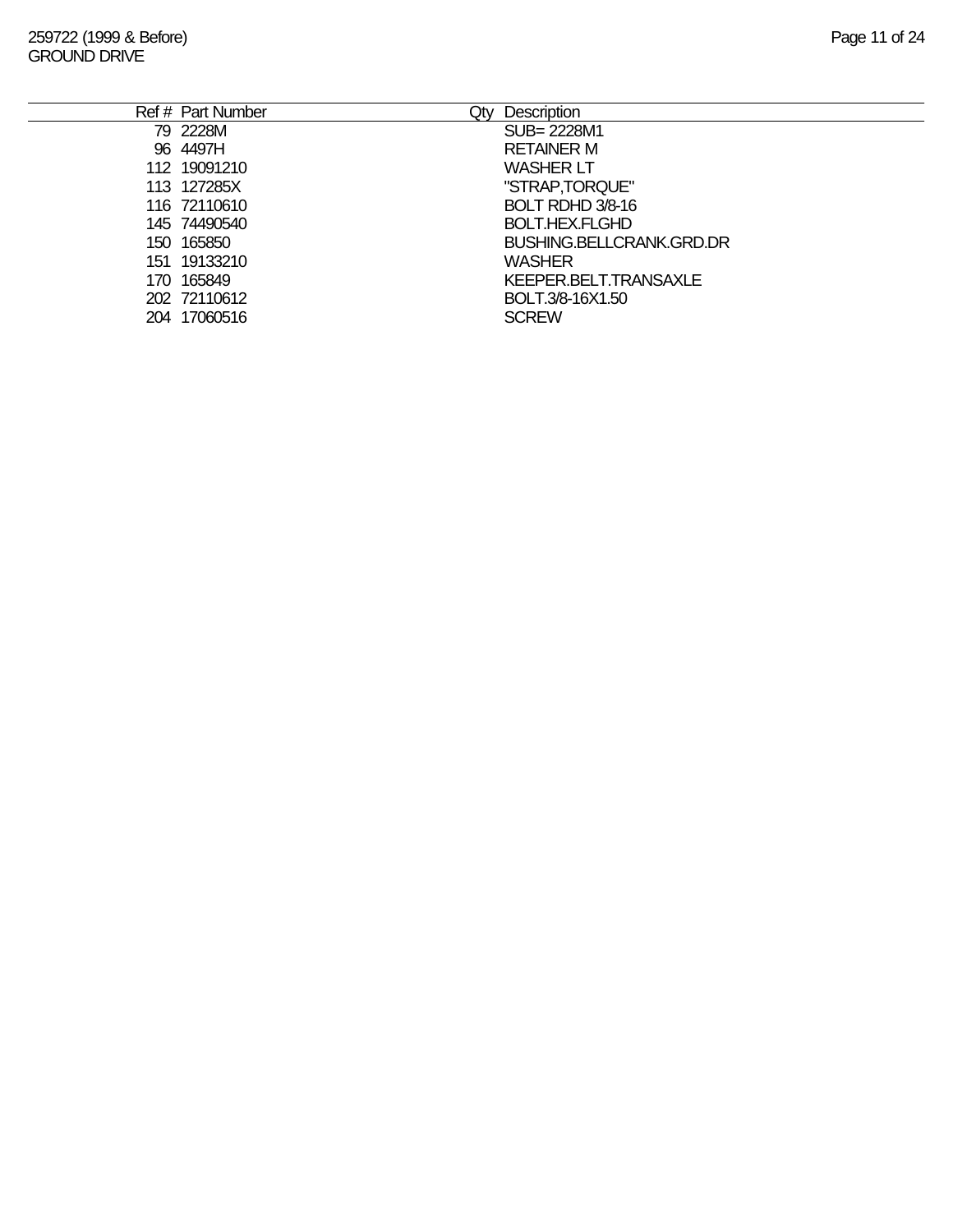| Ref # | Part Number | Qty | Description |
|---|---|---|---|
| 79 | 2228M | | SUB= 2228M1 |
| 96 | 4497H | | RETAINER M |
| 112 | 19091210 | | WASHER LT |
| 113 | 127285X | | "STRAP,TORQUE" |
| 116 | 72110610 | | BOLT RDHD 3/8-16 |
| 145 | 74490540 | | BOLT.HEX.FLGHD |
| 150 | 165850 | | BUSHING.BELLCRANK.GRD.DR |
| 151 | 19133210 | | WASHER |
| 170 | 165849 | | KEEPER.BELT.TRANSAXLE |
| 202 | 72110612 | | BOLT.3/8-16X1.50 |
| 204 | 17060516 | | SCREW |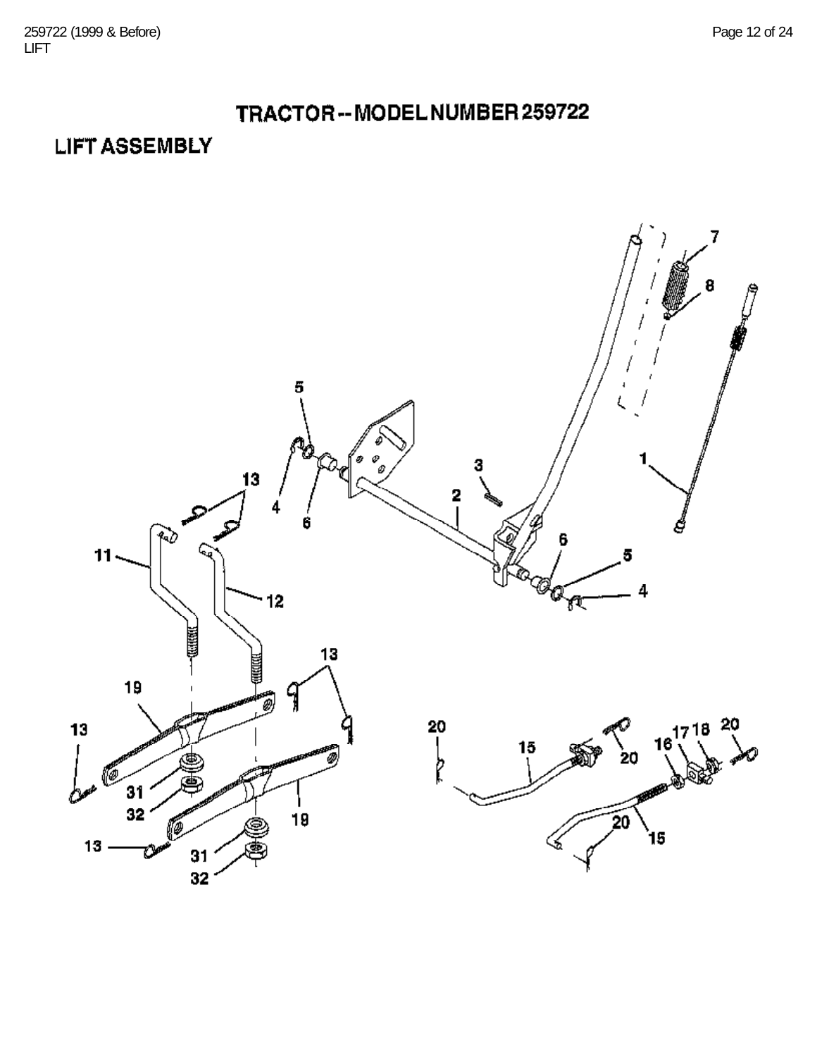# TRACTOR -- MODEL NUMBER 259722

## LIFT ASSEMBLY

7
8
1
5
3
2
4
6
13
11
12
6
5
4
13
19
13
31
32
19
13
31
32
20
15
20
16
17
18
20
20
15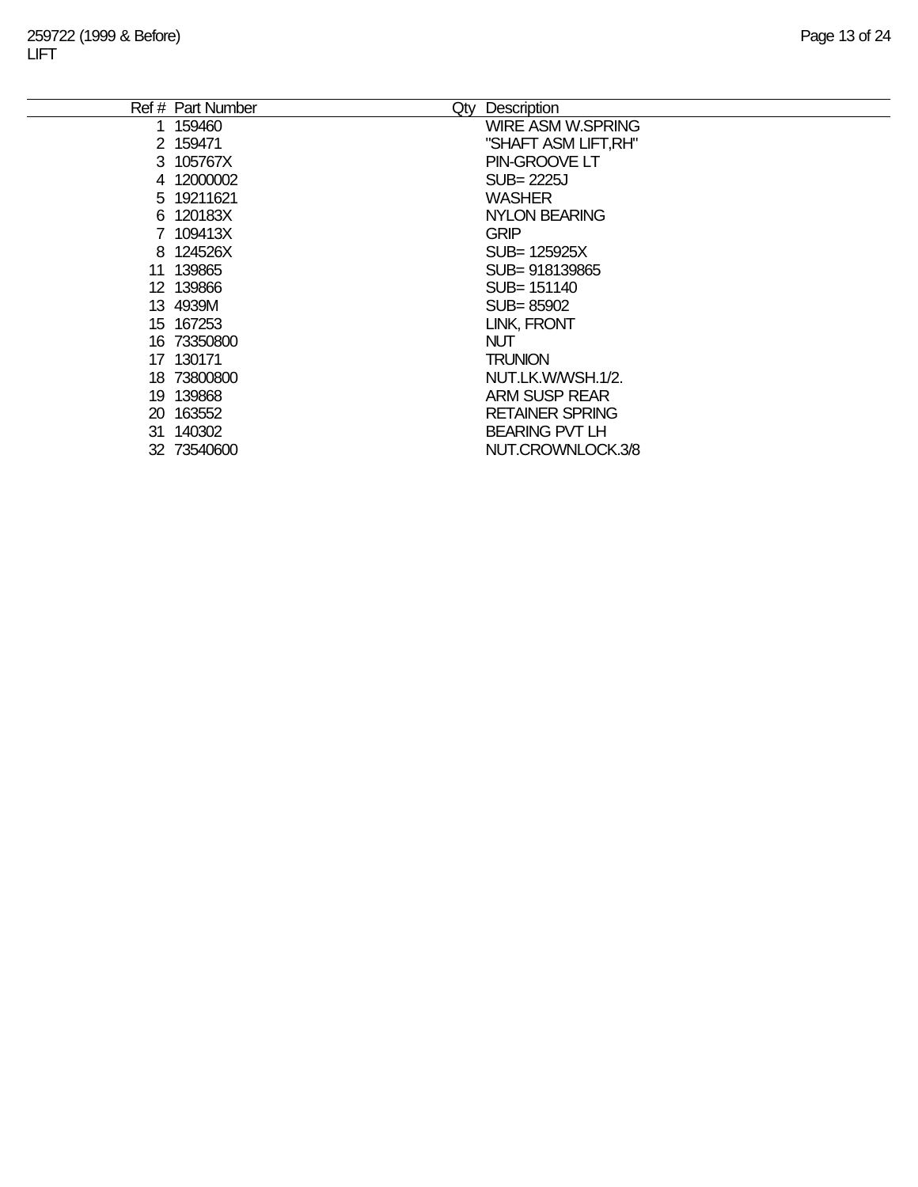| Ref # | Part Number | Qty | Description |
|---|---|---|---|
| 1 | 159460 | | WIRE ASM W.SPRING |
| 2 | 159471 | | "SHAFT ASM LIFT,RH" |
| 3 | 105767X | | PIN-GROOVE LT |
| 4 | 12000002 | | SUB= 2225J |
| 5 | 19211621 | | WASHER |
| 6 | 120183X | | NYLON BEARING |
| 7 | 109413X | | GRIP |
| 8 | 124526X | | SUB= 125925X |
| 11 | 139865 | | SUB= 918139865 |
| 12 | 139866 | | SUB= 151140 |
| 13 | 4939M | | SUB= 85902 |
| 15 | 167253 | | LINK, FRONT |
| 16 | 73350800 | | NUT |
| 17 | 130171 | | TRUNION |
| 18 | 73800800 | | NUT.LK.W/WSH.1/2. |
| 19 | 139868 | | ARM SUSP REAR |
| 20 | 163552 | | RETAINER SPRING |
| 31 | 140302 | | BEARING PVT LH |
| 32 | 73540600 | | NUT.CROWNLOCK.3/8 |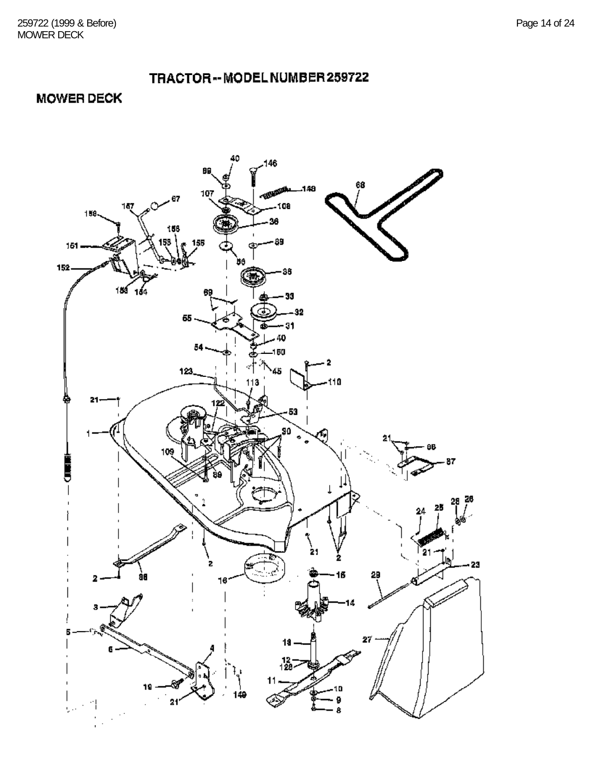# TRACTOR -- MODEL NUMBER 259722

## MOWER DECK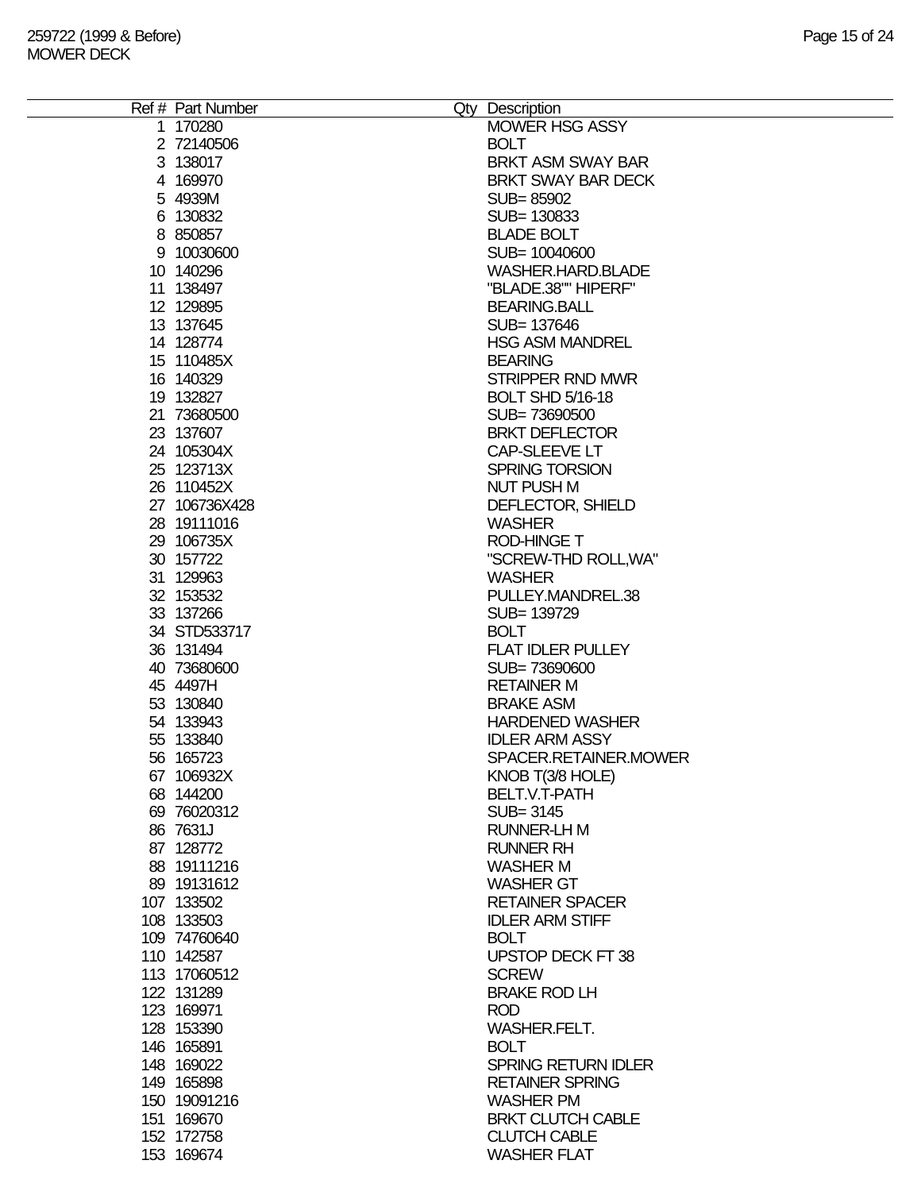259722 (1999 & Before)
MOWER DECK

| Ref # | Part Number | Qty | Description |
|---|---|---|---|
| 1 | 170280 | | MOWER HSG ASSY |
| 2 | 72140506 | | BOLT |
| 3 | 138017 | | BRKT ASM SWAY BAR |
| 4 | 169970 | | BRKT SWAY BAR DECK |
| 5 | 4939M | | SUB= 85902 |
| 6 | 130832 | | SUB= 130833 |
| 8 | 850857 | | BLADE BOLT |
| 9 | 10030600 | | SUB= 10040600 |
| 10 | 140296 | | WASHER.HARD.BLADE |
| 11 | 138497 | | "BLADE.38"" HIPERF" |
| 12 | 129895 | | BEARING.BALL |
| 13 | 137645 | | SUB= 137646 |
| 14 | 128774 | | HSG ASM MANDREL |
| 15 | 110485X | | BEARING |
| 16 | 140329 | | STRIPPER RND MWR |
| 19 | 132827 | | BOLT SHD 5/16-18 |
| 21 | 73680500 | | SUB= 73690500 |
| 23 | 137607 | | BRKT DEFLECTOR |
| 24 | 105304X | | CAP-SLEEVE LT |
| 25 | 123713X | | SPRING TORSION |
| 26 | 110452X | | NUT PUSH M |
| 27 | 106736X428 | | DEFLECTOR, SHIELD |
| 28 | 19111016 | | WASHER |
| 29 | 106735X | | ROD-HINGE T |
| 30 | 157722 | | "SCREW-THD ROLL,WA" |
| 31 | 129963 | | WASHER |
| 32 | 153532 | | PULLEY.MANDREL.38 |
| 33 | 137266 | | SUB= 139729 |
| 34 | STD533717 | | BOLT |
| 36 | 131494 | | FLAT IDLER PULLEY |
| 40 | 73680600 | | SUB= 73690600 |
| 45 | 4497H | | RETAINER M |
| 53 | 130840 | | BRAKE ASM |
| 54 | 133943 | | HARDENED WASHER |
| 55 | 133840 | | IDLER ARM ASSY |
| 56 | 165723 | | SPACER.RETAINER.MOWER |
| 67 | 106932X | | KNOB T(3/8 HOLE) |
| 68 | 144200 | | BELT.V.T-PATH |
| 69 | 76020312 | | SUB= 3145 |
| 86 | 7631J | | RUNNER-LH M |
| 87 | 128772 | | RUNNER RH |
| 88 | 19111216 | | WASHER M |
| 89 | 19131612 | | WASHER GT |
| 107 | 133502 | | RETAINER SPACER |
| 108 | 133503 | | IDLER ARM STIFF |
| 109 | 74760640 | | BOLT |
| 110 | 142587 | | UPSTOP DECK FT 38 |
| 113 | 17060512 | | SCREW |
| 122 | 131289 | | BRAKE ROD LH |
| 123 | 169971 | | ROD |
| 128 | 153390 | | WASHER.FELT. |
| 146 | 165891 | | BOLT |
| 148 | 169022 | | SPRING RETURN IDLER |
| 149 | 165898 | | RETAINER SPRING |
| 150 | 19091216 | | WASHER PM |
| 151 | 169670 | | BRKT CLUTCH CABLE |
| 152 | 172758 | | CLUTCH CABLE |
| 153 | 169674 | | WASHER FLAT |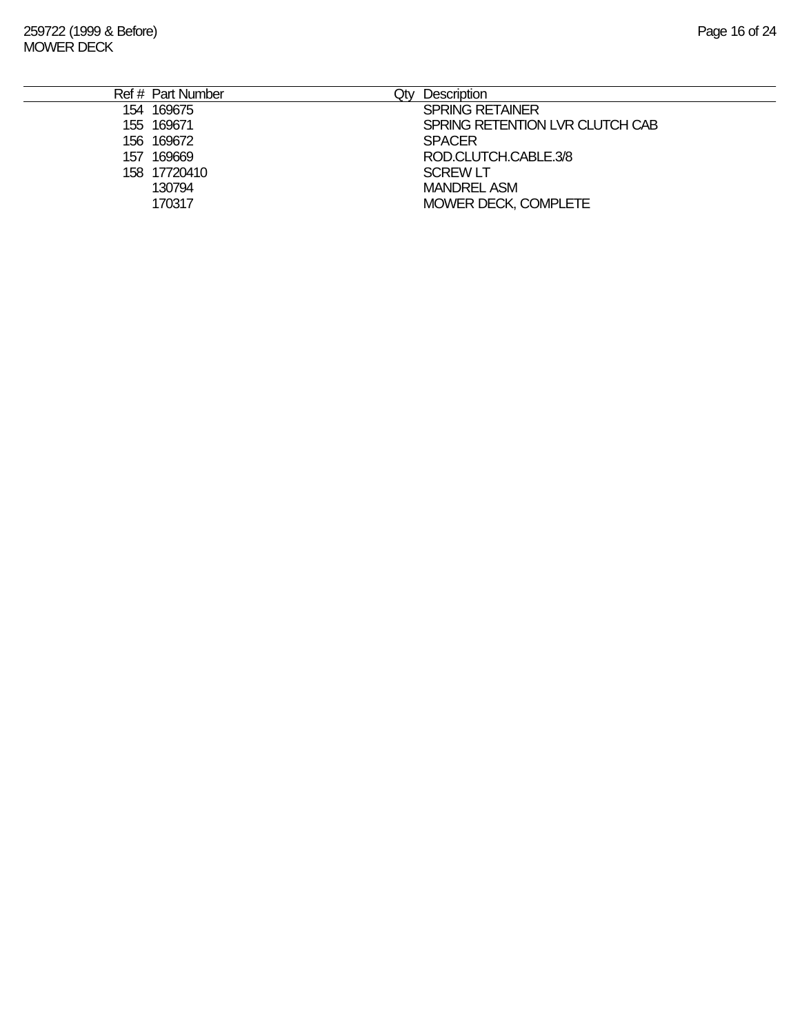| Ref # | Part Number | Qty | Description |
|---|---|---|---|
| 154 | 169675 | | SPRING RETAINER |
| 155 | 169671 | | SPRING RETENTION LVR CLUTCH CAB |
| 156 | 169672 | | SPACER |
| 157 | 169669 | | ROD.CLUTCH.CABLE.3/8 |
| 158 | 17720410 | | SCREW LT |
| | 130794 | | MANDREL ASM |
| | 170317 | | MOWER DECK, COMPLETE |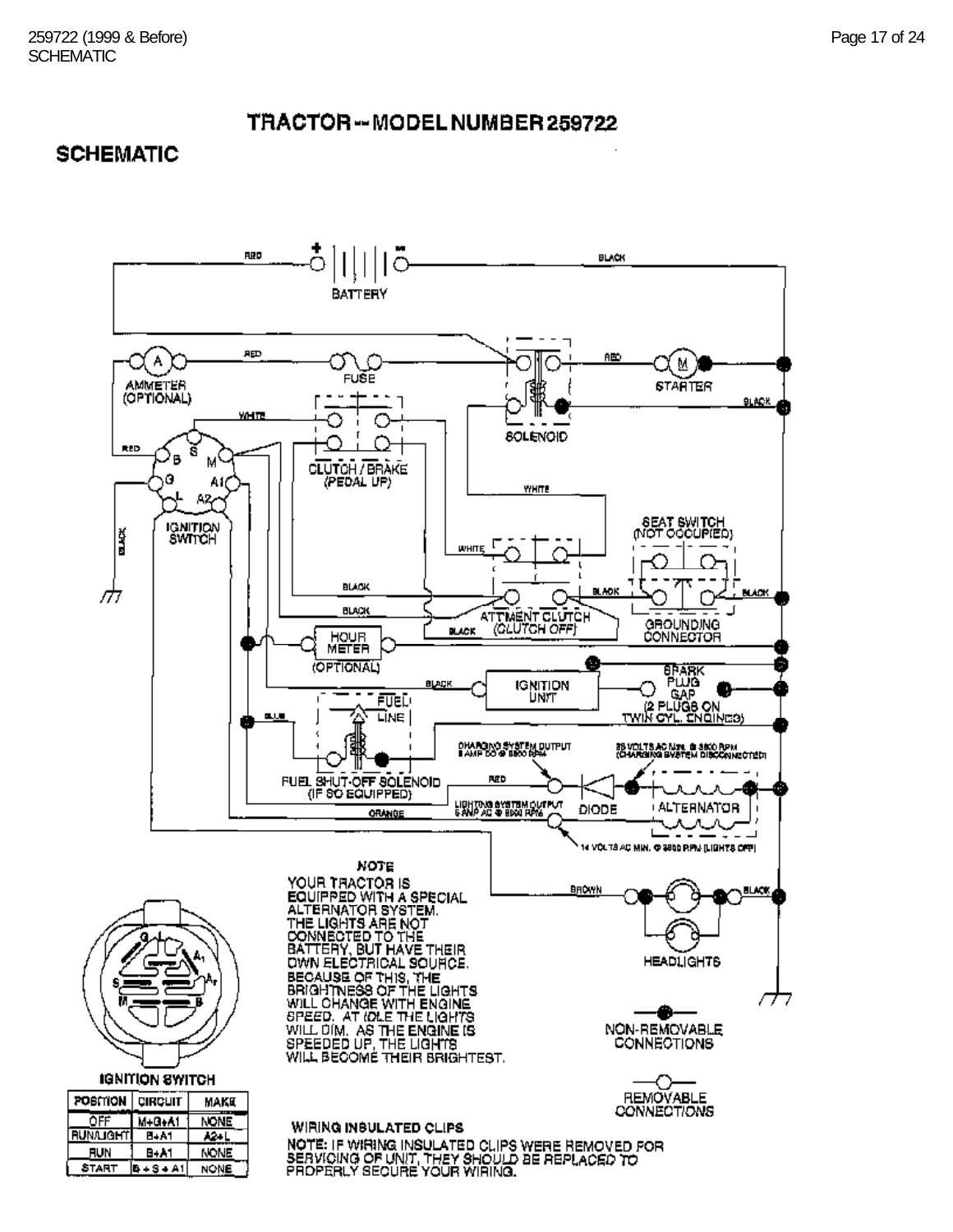# TRACTOR -- MODEL NUMBER 259722

## SCHEMATIC

BATTERY

RED

BLACK

AMMETER (OPTIONAL)

FUSE

SOLENOID

STARTER

CLUTCH / BRAKE (PEDAL UP)

IGNITION SWITCH

SEAT SWITCH (NOT OCCUPIED)

ATTMENT CLUTCH (CLUTCH OFF)

GROUNDING CONNECTOR

HOUR METER (OPTIONAL)

IGNITION UNIT

SPARK PLUG GAP (2 PLUGS ON TWIN CYL. ENGINES)

FUEL LINE

FUEL SHUT-OFF SOLENOID (IF SO EQUIPPED)

CHARGING SYSTEM OUTPUT 3 AMP DC @ 3600 RPM

28 VOLTS AC MIN. @ 3600 RPM (CHARGING SYSTEM DISCONNECTED)

LIGHTING SYSTEM OUTPUT 5 AMP AC @ 3600 RPM

DIODE

ALTERNATOR

14 VOLTS AC MIN. @ 3600 RPM (LIGHTS OFF)

HEADLIGHTS

**NOTE**

YOUR TRACTOR IS EQUIPPED WITH A SPECIAL ALTERNATOR SYSTEM. THE LIGHTS ARE NOT CONNECTED TO THE BATTERY, BUT HAVE THEIR OWN ELECTRICAL SOURCE. BECAUSE OF THIS, THE BRIGHTNESS OF THE LIGHTS WILL CHANGE WITH ENGINE SPEED. AT IDLE THE LIGHTS WILL DIM. AS THE ENGINE IS SPEEDED UP, THE LIGHTS WILL BECOME THEIR BRIGHTEST.

NON-REMOVABLE CONNECTIONS

REMOVABLE CONNECTIONS

IGNITION SWITCH

| POSITION | CIRCUIT | MAKE |
|---|---|---|
| OFF | M+G+A1 | NONE |
| RUN/LIGHT | B+A1 | A2+L |
| RUN | B+A1 | NONE |
| START | B+S+A1 | NONE |

**WIRING INSULATED CLIPS**

NOTE: IF WIRING INSULATED CLIPS WERE REMOVED FOR SERVICING OF UNIT, THEY SHOULD BE REPLACED TO PROPERLY SECURE YOUR WIRING.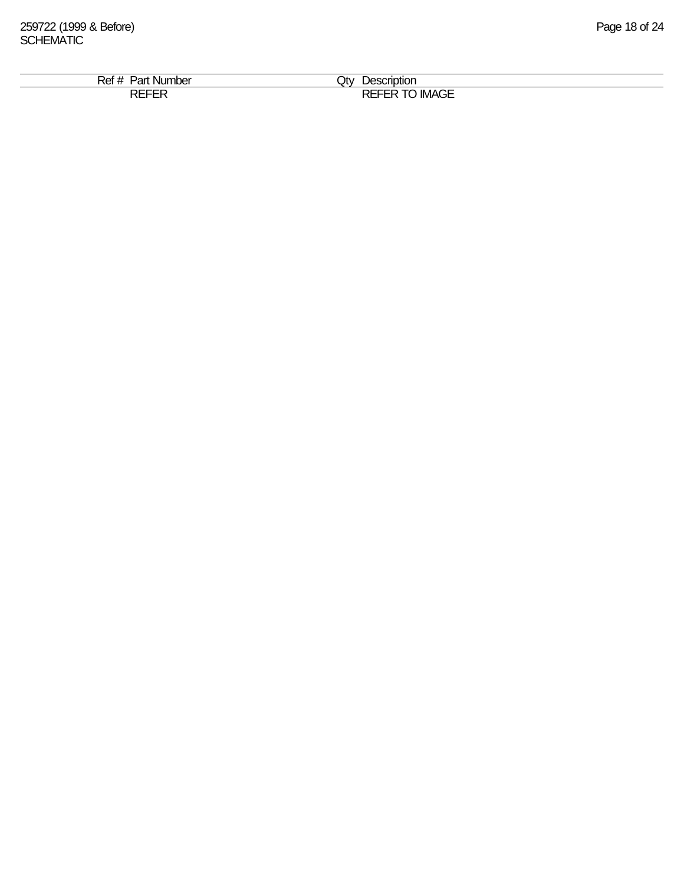259722 (1999 & Before)
SCHEMATIC

| Ref # | Part Number | Qty | Description |
|---|---|---|---|
| | REFER | | REFER TO IMAGE |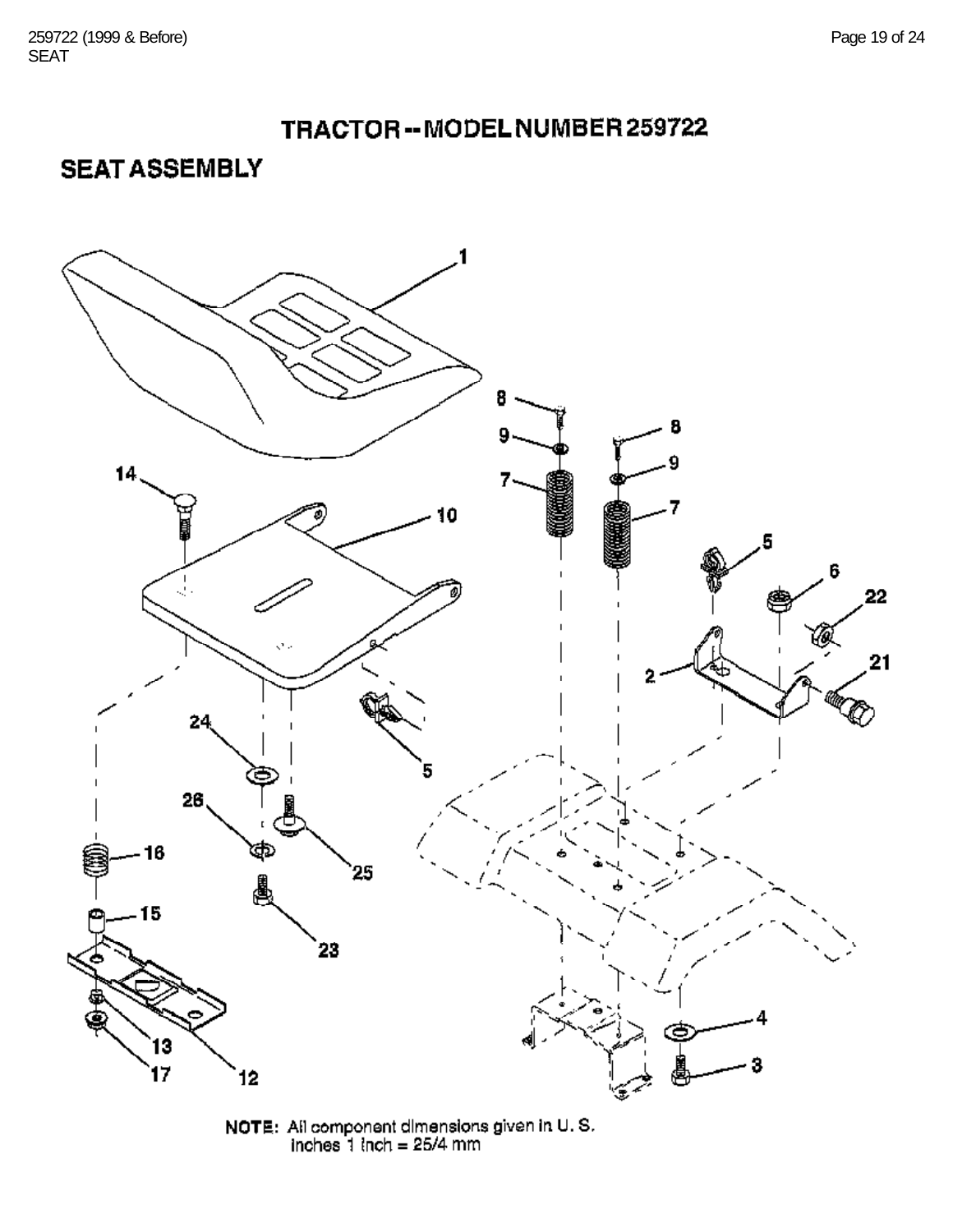# TRACTOR -- MODEL NUMBER 259722

## SEAT ASSEMBLY

1

8

9

7

8

9

7

14

10

5

6

22

2

21

24

5

26

25

16

15

23

4

3

13

17

12

**NOTE:** All component dimensions given in U. S. inches 1 inch = 25/4 mm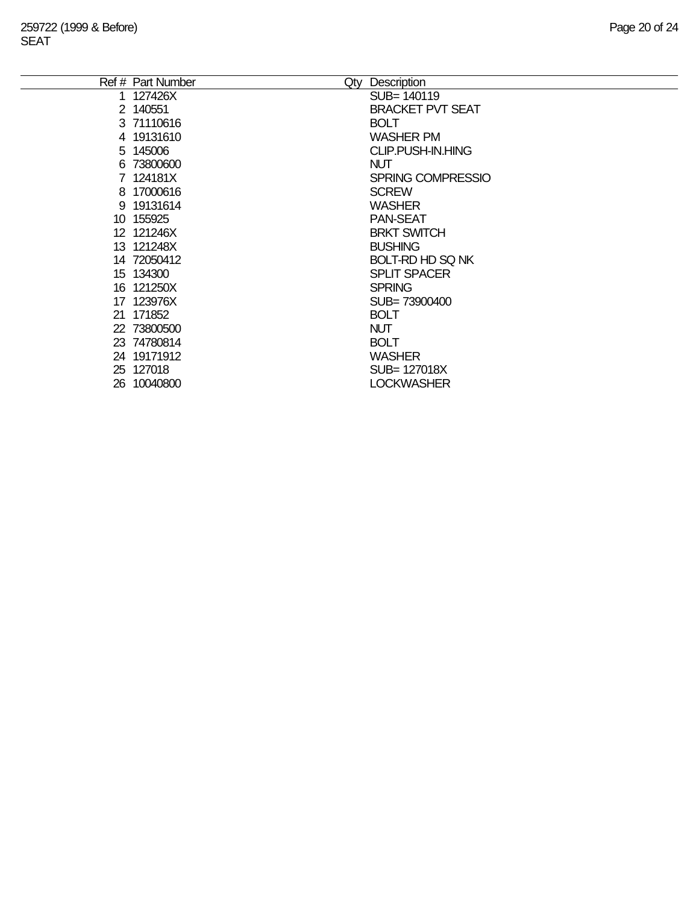259722 (1999 & Before)
SEAT

| Ref # | Part Number | Qty | Description |
|---|---|---|---|
| 1 | 127426X | | SUB= 140119 |
| 2 | 140551 | | BRACKET PVT SEAT |
| 3 | 71110616 | | BOLT |
| 4 | 19131610 | | WASHER PM |
| 5 | 145006 | | CLIP.PUSH-IN.HING |
| 6 | 73800600 | | NUT |
| 7 | 124181X | | SPRING COMPRESSIO |
| 8 | 17000616 | | SCREW |
| 9 | 19131614 | | WASHER |
| 10 | 155925 | | PAN-SEAT |
| 12 | 121246X | | BRKT SWITCH |
| 13 | 121248X | | BUSHING |
| 14 | 72050412 | | BOLT-RD HD SQ NK |
| 15 | 134300 | | SPLIT SPACER |
| 16 | 121250X | | SPRING |
| 17 | 123976X | | SUB= 73900400 |
| 21 | 171852 | | BOLT |
| 22 | 73800500 | | NUT |
| 23 | 74780814 | | BOLT |
| 24 | 19171912 | | WASHER |
| 25 | 127018 | | SUB= 127018X |
| 26 | 10040800 | | LOCKWASHER |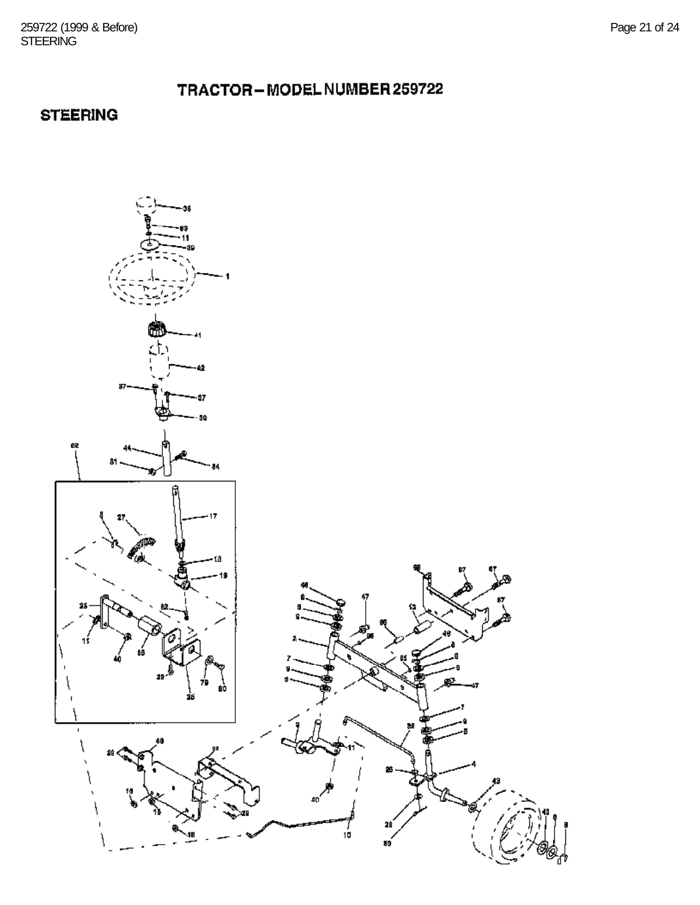# TRACTOR – MODEL NUMBER 259722

## STEERING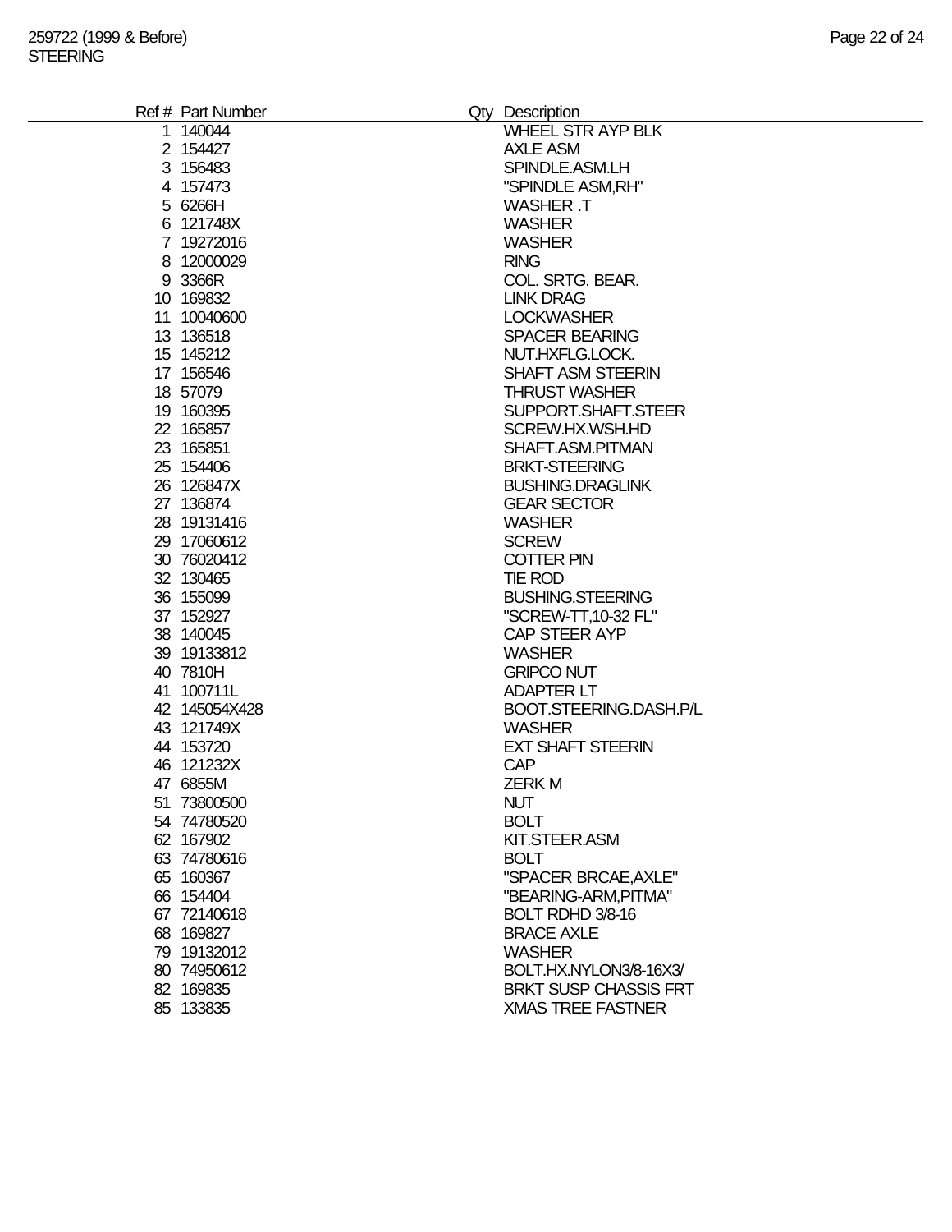259722 (1999 & Before)
STEERING

| Ref # | Part Number | Qty | Description |
|---|---|---|---|
| 1 | 140044 | | WHEEL STR AYP BLK |
| 2 | 154427 | | AXLE ASM |
| 3 | 156483 | | SPINDLE.ASM.LH |
| 4 | 157473 | | "SPINDLE ASM,RH" |
| 5 | 6266H | | WASHER .T |
| 6 | 121748X | | WASHER |
| 7 | 19272016 | | WASHER |
| 8 | 12000029 | | RING |
| 9 | 3366R | | COL. SRTG. BEAR. |
| 10 | 169832 | | LINK DRAG |
| 11 | 10040600 | | LOCKWASHER |
| 13 | 136518 | | SPACER BEARING |
| 15 | 145212 | | NUT.HXFLG.LOCK. |
| 17 | 156546 | | SHAFT ASM STEERIN |
| 18 | 57079 | | THRUST WASHER |
| 19 | 160395 | | SUPPORT.SHAFT.STEER |
| 22 | 165857 | | SCREW.HX.WSH.HD |
| 23 | 165851 | | SHAFT.ASM.PITMAN |
| 25 | 154406 | | BRKT-STEERING |
| 26 | 126847X | | BUSHING.DRAGLINK |
| 27 | 136874 | | GEAR SECTOR |
| 28 | 19131416 | | WASHER |
| 29 | 17060612 | | SCREW |
| 30 | 76020412 | | COTTER PIN |
| 32 | 130465 | | TIE ROD |
| 36 | 155099 | | BUSHING.STEERING |
| 37 | 152927 | | "SCREW-TT,10-32 FL" |
| 38 | 140045 | | CAP STEER AYP |
| 39 | 19133812 | | WASHER |
| 40 | 7810H | | GRIPCO NUT |
| 41 | 100711L | | ADAPTER LT |
| 42 | 145054X428 | | BOOT.STEERING.DASH.P/L |
| 43 | 121749X | | WASHER |
| 44 | 153720 | | EXT SHAFT STEERIN |
| 46 | 121232X | | CAP |
| 47 | 6855M | | ZERK M |
| 51 | 73800500 | | NUT |
| 54 | 74780520 | | BOLT |
| 62 | 167902 | | KIT.STEER.ASM |
| 63 | 74780616 | | BOLT |
| 65 | 160367 | | "SPACER BRCAE,AXLE" |
| 66 | 154404 | | "BEARING-ARM,PITMA" |
| 67 | 72140618 | | BOLT RDHD 3/8-16 |
| 68 | 169827 | | BRACE AXLE |
| 79 | 19132012 | | WASHER |
| 80 | 74950612 | | BOLT.HX.NYLON3/8-16X3/ |
| 82 | 169835 | | BRKT SUSP CHASSIS FRT |
| 85 | 133835 | | XMAS TREE FASTNER |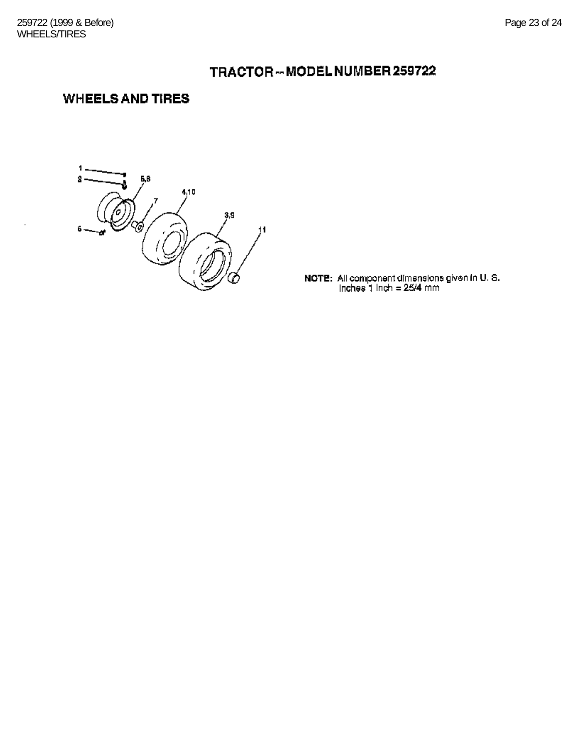# TRACTOR -- MODEL NUMBER 259722

## WHEELS AND TIRES

1
2
5,8
4,10
7
3,9
11
6

NOTE: All component dimensions given in U. S. Inches 1 Inch = 25/4 mm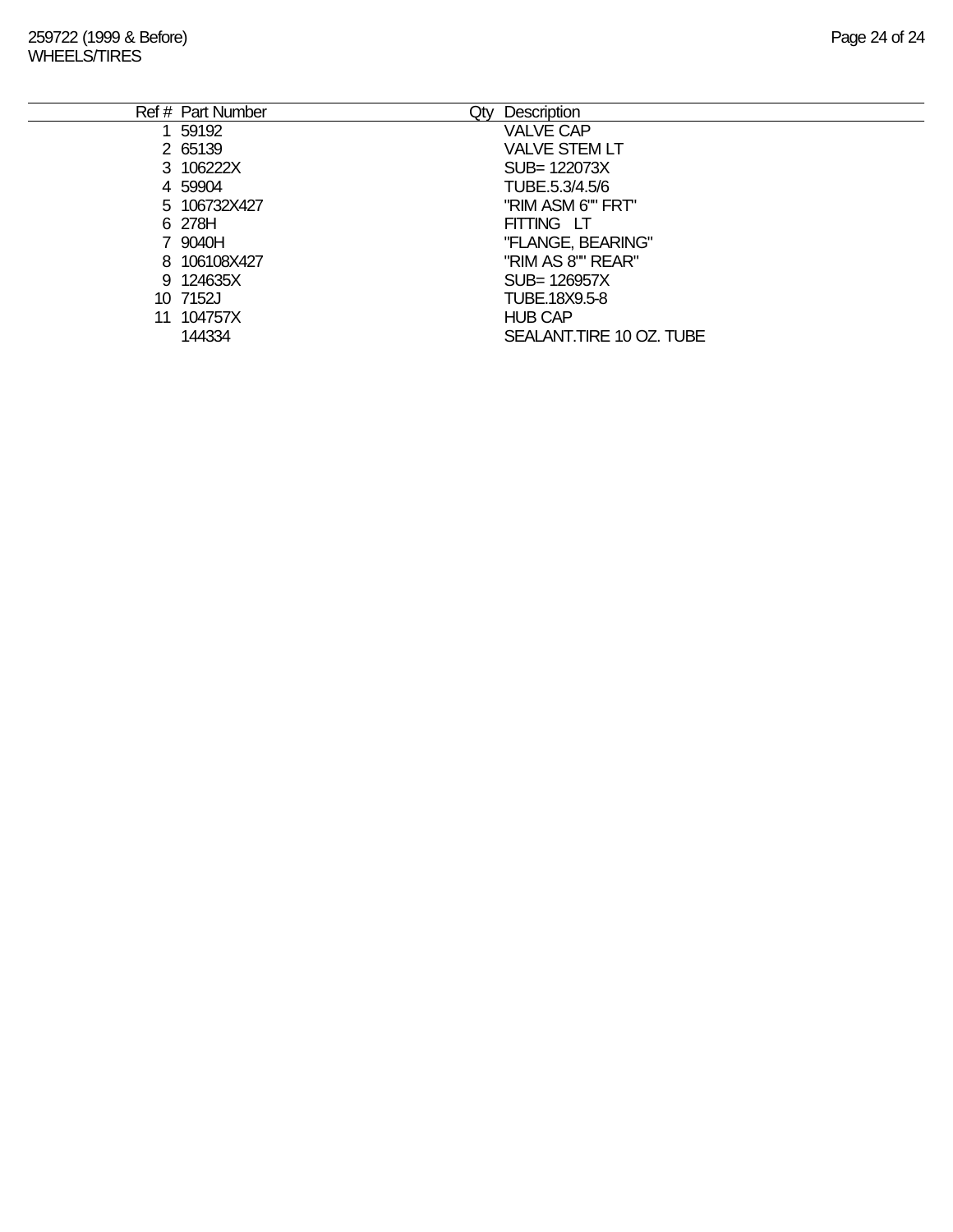| Ref # | Part Number | Qty | Description |
|---|---|---|---|
| 1 | 59192 | | VALVE CAP |
| 2 | 65139 | | VALVE STEM LT |
| 3 | 106222X | | SUB= 122073X |
| 4 | 59904 | | TUBE.5.3/4.5/6 |
| 5 | 106732X427 | | "RIM ASM 6"" FRT" |
| 6 | 278H | | FITTING LT |
| 7 | 9040H | | "FLANGE, BEARING" |
| 8 | 106108X427 | | "RIM AS 8"" REAR" |
| 9 | 124635X | | SUB= 126957X |
| 10 | 7152J | | TUBE.18X9.5-8 |
| 11 | 104757X | | HUB CAP |
| | 144334 | | SEALANT.TIRE 10 OZ. TUBE |